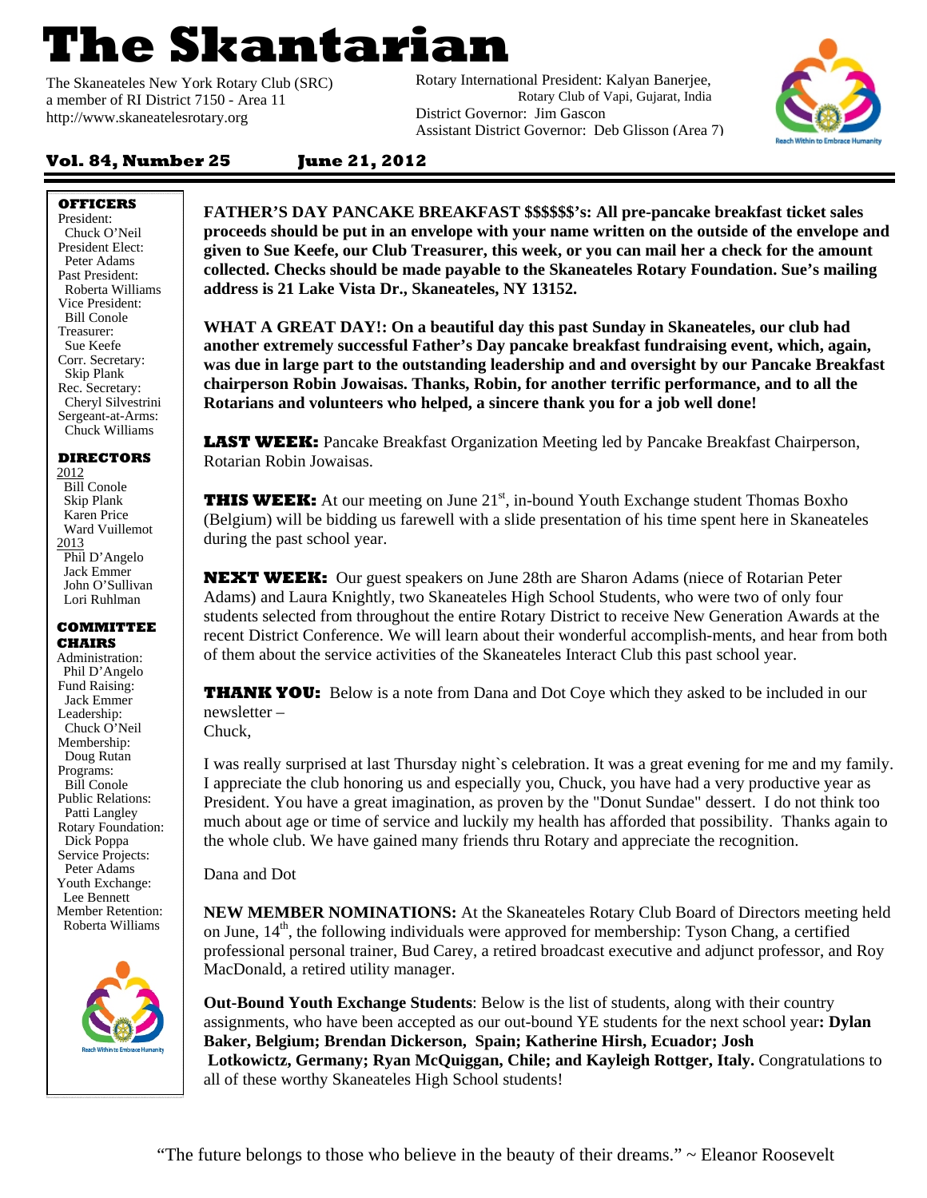# The Skantarian

The Skaneateles New York Rotary Club (SRC)
a member of RI District 7150 - Area 11
http://www.skaneatelesrotary.org

Rotary International President: Kalyan Banerjee,
Rotary Club of Vapi, Gujarat, India
District Governor: Jim Gascon
Assistant District Governor: Deb Glisson (Area 7)

**Vol. 84, Number 25 June 21, 2012**

**OFFICERS**

President:
Chuck O'Neil
President Elect:
Peter Adams
Past President:
Roberta Williams
Vice President:
Bill Conole
Treasurer:
Sue Keefe
Corr. Secretary:
Skip Plank
Rec. Secretary:
Cheryl Silvestrini
Sergeant-at-Arms:
Chuck Williams

**DIRECTORS**

2012
Bill Conole
Skip Plank
Karen Price
Ward Vuillemot

2013
Phil D'Angelo
Jack Emmer
John O'Sullivan
Lori Ruhlman

**COMMITTEE CHAIRS**

Administration:
Phil D'Angelo
Fund Raising:
Jack Emmer
Leadership:
Chuck O'Neil
Membership:
Doug Rutan
Programs:
Bill Conole
Public Relations:
Patti Langley
Rotary Foundation:
Dick Poppa
Service Projects:
Peter Adams
Youth Exchange:
Lee Bennett
Member Retention:
Roberta Williams

**FATHER'S DAY PANCAKE BREAKFAST $$$$$$'s: All pre-pancake breakfast ticket sales proceeds should be put in an envelope with your name written on the outside of the envelope and given to Sue Keefe, our Club Treasurer, this week, or you can mail her a check for the amount collected. Checks should be made payable to the Skaneateles Rotary Foundation. Sue's mailing address is 21 Lake Vista Dr., Skaneateles, NY 13152.**

**WHAT A GREAT DAY!: On a beautiful day this past Sunday in Skaneateles, our club had another extremely successful Father's Day pancake breakfast fundraising event, which, again, was due in large part to the outstanding leadership and and oversight by our Pancake Breakfast chairperson Robin Jowaisas. Thanks, Robin, for another terrific performance, and to all the Rotarians and volunteers who helped, a sincere thank you for a job well done!**

**LAST WEEK:** Pancake Breakfast Organization Meeting led by Pancake Breakfast Chairperson, Rotarian Robin Jowaisas.

**THIS WEEK:** At our meeting on June 21st, in-bound Youth Exchange student Thomas Boxho (Belgium) will be bidding us farewell with a slide presentation of his time spent here in Skaneateles during the past school year.

**NEXT WEEK:** Our guest speakers on June 28th are Sharon Adams (niece of Rotarian Peter Adams) and Laura Knightly, two Skaneateles High School Students, who were two of only four students selected from throughout the entire Rotary District to receive New Generation Awards at the recent District Conference. We will learn about their wonderful accomplish-ments, and hear from both of them about the service activities of the Skaneateles Interact Club this past school year.

**THANK YOU:** Below is a note from Dana and Dot Coye which they asked to be included in our newsletter –
Chuck,

I was really surprised at last Thursday night`s celebration. It was a great evening for me and my family. I appreciate the club honoring us and especially you, Chuck, you have had a very productive year as President. You have a great imagination, as proven by the "Donut Sundae" dessert. I do not think too much about age or time of service and luckily my health has afforded that possibility. Thanks again to the whole club. We have gained many friends thru Rotary and appreciate the recognition.

Dana and Dot

**NEW MEMBER NOMINATIONS:** At the Skaneateles Rotary Club Board of Directors meeting held on June, 14th, the following individuals were approved for membership: Tyson Chang, a certified professional personal trainer, Bud Carey, a retired broadcast executive and adjunct professor, and Roy MacDonald, a retired utility manager.

**Out-Bound Youth Exchange Students**: Below is the list of students, along with their country assignments, who have been accepted as our out-bound YE students for the next school year**: Dylan Baker, Belgium; Brendan Dickerson, Spain; Katherine Hirsh, Ecuador; Josh Lotkowictz, Germany; Ryan McQuiggan, Chile; and Kayleigh Rottger, Italy.** Congratulations to all of these worthy Skaneateles High School students!

"The future belongs to those who believe in the beauty of their dreams." ~ Eleanor Roosevelt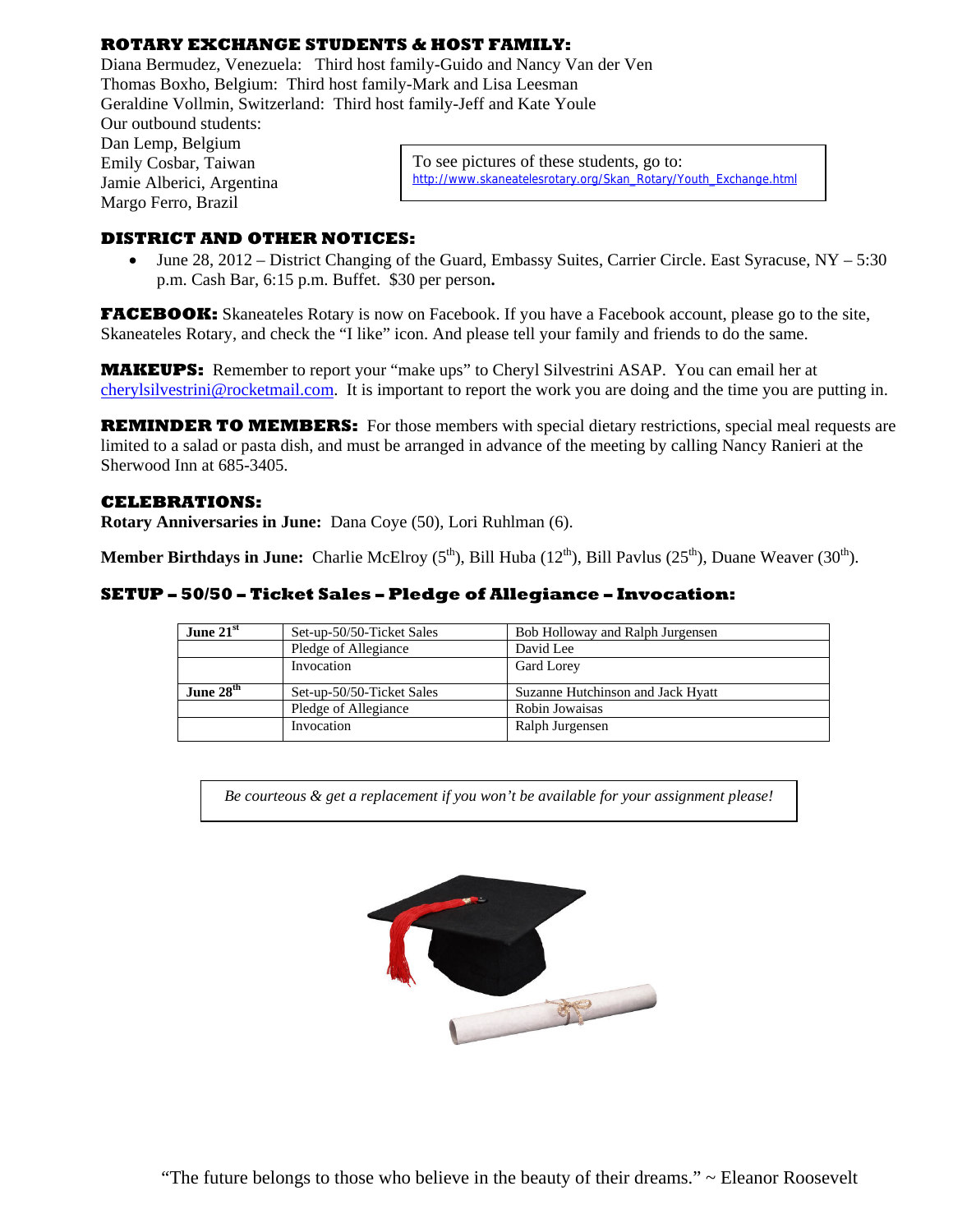## ROTARY EXCHANGE STUDENTS & HOST FAMILY:

Diana Bermudez, Venezuela: Third host family-Guido and Nancy Van der Ven
Thomas Boxho, Belgium: Third host family-Mark and Lisa Leesman
Geraldine Vollmin, Switzerland: Third host family-Jeff and Kate Youle
Our outbound students:
Dan Lemp, Belgium
Emily Cosbar, Taiwan
Jamie Alberici, Argentina
Margo Ferro, Brazil

To see pictures of these students, go to:
http://www.skaneatelesrotary.org/Skan_Rotary/Youth_Exchange.html

## DISTRICT AND OTHER NOTICES:

- June 28, 2012 – District Changing of the Guard, Embassy Suites, Carrier Circle. East Syracuse, NY – 5:30 p.m. Cash Bar, 6:15 p.m. Buffet. $30 per person**.**

**FACEBOOK:** Skaneateles Rotary is now on Facebook. If you have a Facebook account, please go to the site, Skaneateles Rotary, and check the "I like" icon. And please tell your family and friends to do the same.

**MAKEUPS:** Remember to report your "make ups" to Cheryl Silvestrini ASAP. You can email her at cherylsilvestrini@rocketmail.com. It is important to report the work you are doing and the time you are putting in.

**REMINDER TO MEMBERS:** For those members with special dietary restrictions, special meal requests are limited to a salad or pasta dish, and must be arranged in advance of the meeting by calling Nancy Ranieri at the Sherwood Inn at 685-3405.

## CELEBRATIONS:

**Rotary Anniversaries in June:** Dana Coye (50), Lori Ruhlman (6).

**Member Birthdays in June:** Charlie McElroy (5th), Bill Huba (12th), Bill Pavlus (25th), Duane Weaver (30th).

## SETUP – 50/50 – Ticket Sales – Pledge of Allegiance – Invocation:

| | | |
|---|---|---|
| **June 21st** | Set-up-50/50-Ticket Sales | Bob Holloway and Ralph Jurgensen |
| | Pledge of Allegiance | David Lee |
| | Invocation | Gard Lorey |
| **June 28th** | Set-up-50/50-Ticket Sales | Suzanne Hutchinson and Jack Hyatt |
| | Pledge of Allegiance | Robin Jowaisas |
| | Invocation | Ralph Jurgensen |

*Be courteous & get a replacement if you won't be available for your assignment please!*

"The future belongs to those who believe in the beauty of their dreams." ~ Eleanor Roosevelt